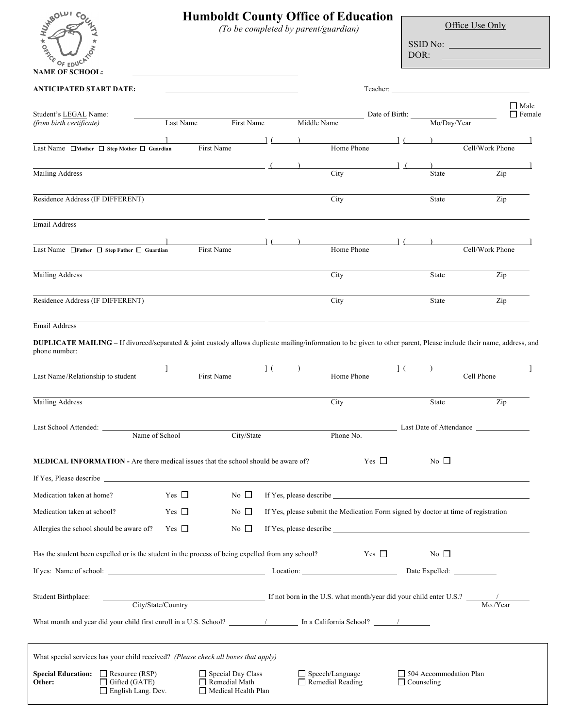# Humboldt County Office of Education

*(To be completed by parent/guardian)*

**Office Use Only**

SSID No: ____________________

DOR: ____________________

**NAME OF SCHOOL:** ______________________________

**ANTICIPATED START DATE:** ______________________ Teacher: ______________________

Student's LEGAL Name: ______________________________ Date of Birth: ______________ ☐ Male ☐ Female

*(from birth certificate)* Last Name First Name Middle Name Mo/Day/Year

______________________] ______________________] (      ) ______________________] (      ) ______________________]

Last Name ☐**Mother** ☐ **Step Mother** ☐ **Guardian** First Name Home Phone Cell/Work Phone

______________________ (      ) ______________________] (      ) ______________________]

Mailing Address City State Zip

______________________________________________________________

Residence Address (IF DIFFERENT) City State Zip

______________________________________________________________

Email Address

______________________] ______________________] (      ) ______________________] (      ) ______________________]

Last Name ☐**Father** ☐ **Step Father** ☐ **Guardian** First Name Home Phone Cell/Work Phone

______________________________________________________________

Mailing Address City State Zip

______________________________________________________________

Residence Address (IF DIFFERENT) City State Zip

______________________________________________________________

Email Address

**DUPLICATE MAILING** – If divorced/separated & joint custody allows duplicate mailing/information to be given to other parent, Please include their name, address, and phone number:

______________________] ______________________] (      ) ______________________] (      ) ______________________]

Last Name/Relationship to student First Name Home Phone Cell Phone

______________________________________________________________

Mailing Address City State Zip

Last School Attended: ______________________________________________ Last Date of Attendance ______________

Name of School City/State Phone No.

**MEDICAL INFORMATION -** Are there medical issues that the school should be aware of? Yes ☐ No ☐

If Yes, Please describe ______________________________________________

Medication taken at home? Yes ☐ No ☐ If Yes, please describe ______________________________

Medication taken at school? Yes ☐ No ☐ If Yes, please submit the Medication Form signed by doctor at time of registration

Allergies the school should be aware of? Yes ☐ No ☐ If Yes, please describe ______________________________

Has the student been expelled or is the student in the process of being expelled from any school? Yes ☐ No ☐

If yes: Name of school: ______________________ Location: ______________________ Date Expelled: ______________

Student Birthplace: ______________________________ If not born in the U.S. what month/year did your child enter U.S.? ______/______

City/State/Country Mo./Year

What month and year did your child first enroll in a U.S. School? ______/______ In a California School? ______/______

What special services has your child received? *(Please check all boxes that apply)*

**Special Education:** ☐ Resource (RSP) ☐ Special Day Class ☐ Speech/Language ☐ 504 Accommodation Plan

**Other:** ☐ Gifted (GATE) ☐ Remedial Math ☐ Remedial Reading ☐ Counseling

☐ English Lang. Dev. ☐ Medical Health Plan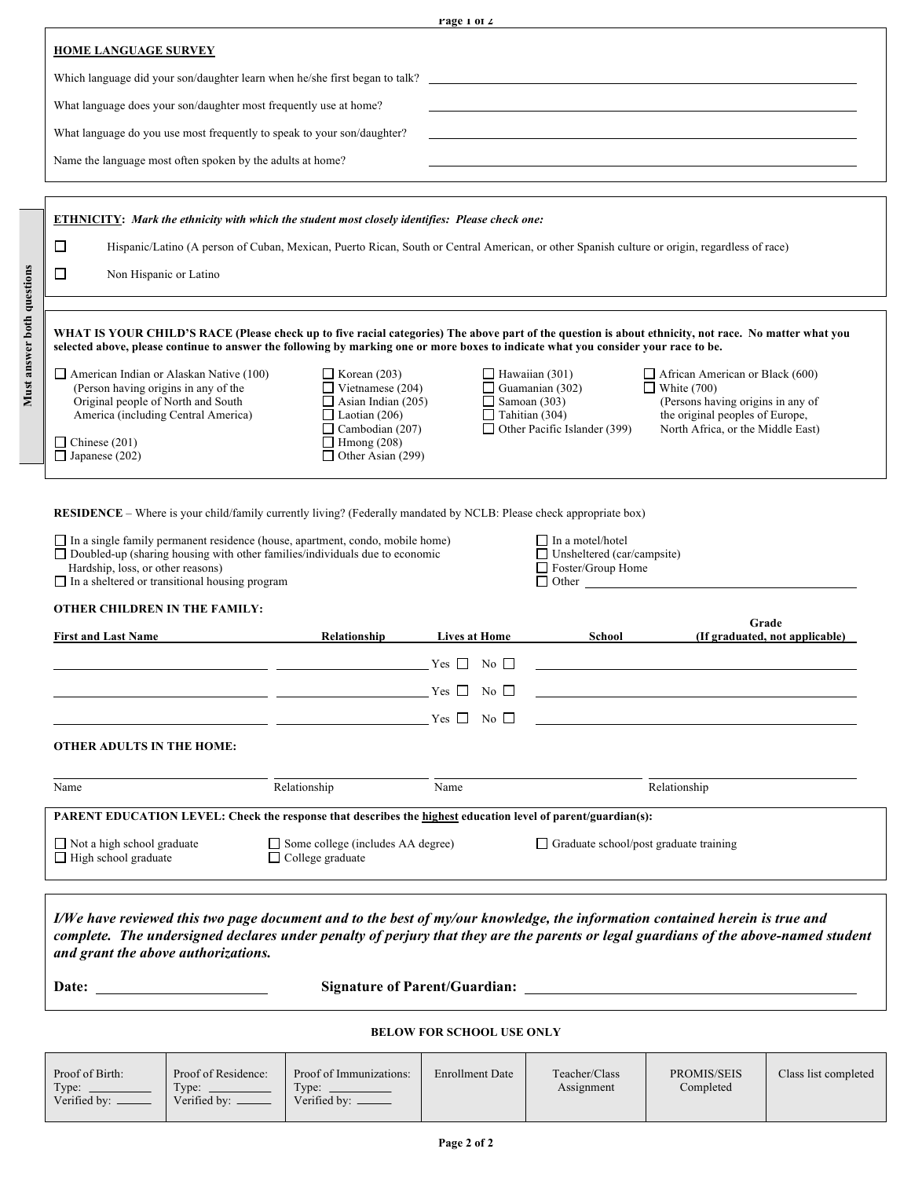## HOME LANGUAGE SURVEY

Which language did your son/daughter learn when he/she first began to talk? \_\_\_\_\_\_\_\_\_\_\_\_\_\_\_\_\_\_\_\_

What language does your son/daughter most frequently use at home? \_\_\_\_\_\_\_\_\_\_\_\_\_\_\_\_\_\_\_\_

What language do you use most frequently to speak to your son/daughter? \_\_\_\_\_\_\_\_\_\_\_\_\_\_\_\_\_\_\_\_

Name the language most often spoken by the adults at home? \_\_\_\_\_\_\_\_\_\_\_\_\_\_\_\_\_\_\_\_

**Must answer both questions**

**ETHNICITY:** ***Mark the ethnicity with which the student most closely identifies: Please check one:***

☐ Hispanic/Latino (A person of Cuban, Mexican, Puerto Rican, South or Central American, or other Spanish culture or origin, regardless of race)

☐ Non Hispanic or Latino

**WHAT IS YOUR CHILD'S RACE (Please check up to five racial categories) The above part of the question is about ethnicity, not race. No matter what you selected above, please continue to answer the following by marking one or more boxes to indicate what you consider your race to be.**

- ☐ American Indian or Alaskan Native (100) (Person having origins in any of the Original people of North and South America (including Central America)
- ☐ Chinese (201)
- ☐ Japanese (202)
- ☐ Korean (203)
- ☐ Vietnamese (204)
- ☐ Asian Indian (205)
- ☐ Laotian (206)
- ☐ Cambodian (207)
- ☐ Hmong (208)
- ☐ Other Asian (299)
- ☐ Hawaiian (301)
- ☐ Guamanian (302)
- ☐ Samoan (303)
- ☐ Tahitian (304)
- ☐ Other Pacific Islander (399)
- ☐ African American or Black (600)
- ☐ White (700) (Persons having origins in any of the original peoples of Europe, North Africa, or the Middle East)

**RESIDENCE** – Where is your child/family currently living? (Federally mandated by NCLB: Please check appropriate box)

- ☐ In a single family permanent residence (house, apartment, condo, mobile home)
- ☐ Doubled-up (sharing housing with other families/individuals due to economic Hardship, loss, or other reasons)
- ☐ In a sheltered or transitional housing program
- ☐ In a motel/hotel
- ☐ Unsheltered (car/campsite)
- ☐ Foster/Group Home
- ☐ Other \_\_\_\_\_\_\_\_\_\_\_\_\_\_\_\_\_\_\_\_

**OTHER CHILDREN IN THE FAMILY:**

| First and Last Name | Relationship | Lives at Home | School | Grade (If graduated, not applicable) |
|---|---|---|---|---|
| | | Yes ☐ No ☐ | | |
| | | Yes ☐ No ☐ | | |
| | | Yes ☐ No ☐ | | |

**OTHER ADULTS IN THE HOME:**

| Name | Relationship | Name | Relationship |
|---|---|---|---|
| | | | |

**PARENT EDUCATION LEVEL: Check the response that describes the highest education level of parent/guardian(s):**

- ☐ Not a high school graduate
- ☐ High school graduate
- ☐ Some college (includes AA degree)
- ☐ College graduate
- ☐ Graduate school/post graduate training

***I/We have reviewed this two page document and to the best of my/our knowledge, the information contained herein is true and complete. The undersigned declares under penalty of perjury that they are the parents or legal guardians of the above-named student and grant the above authorizations.***

**Date:** \_\_\_\_\_\_\_\_\_\_\_\_\_\_\_\_\_\_\_\_ **Signature of Parent/Guardian:** \_\_\_\_\_\_\_\_\_\_\_\_\_\_\_\_\_\_\_\_

**BELOW FOR SCHOOL USE ONLY**

| Proof of Birth: Type: \_\_\_\_\_ Verified by: \_\_\_\_\_ | Proof of Residence: Type: \_\_\_\_\_ Verified by: \_\_\_\_\_ | Proof of Immunizations: Type: \_\_\_\_\_ Verified by: \_\_\_\_\_ | Enrollment Date | Teacher/Class Assignment | PROMIS/SEIS Completed | Class list completed |
|---|---|---|---|---|---|---|
| | | | | | | |